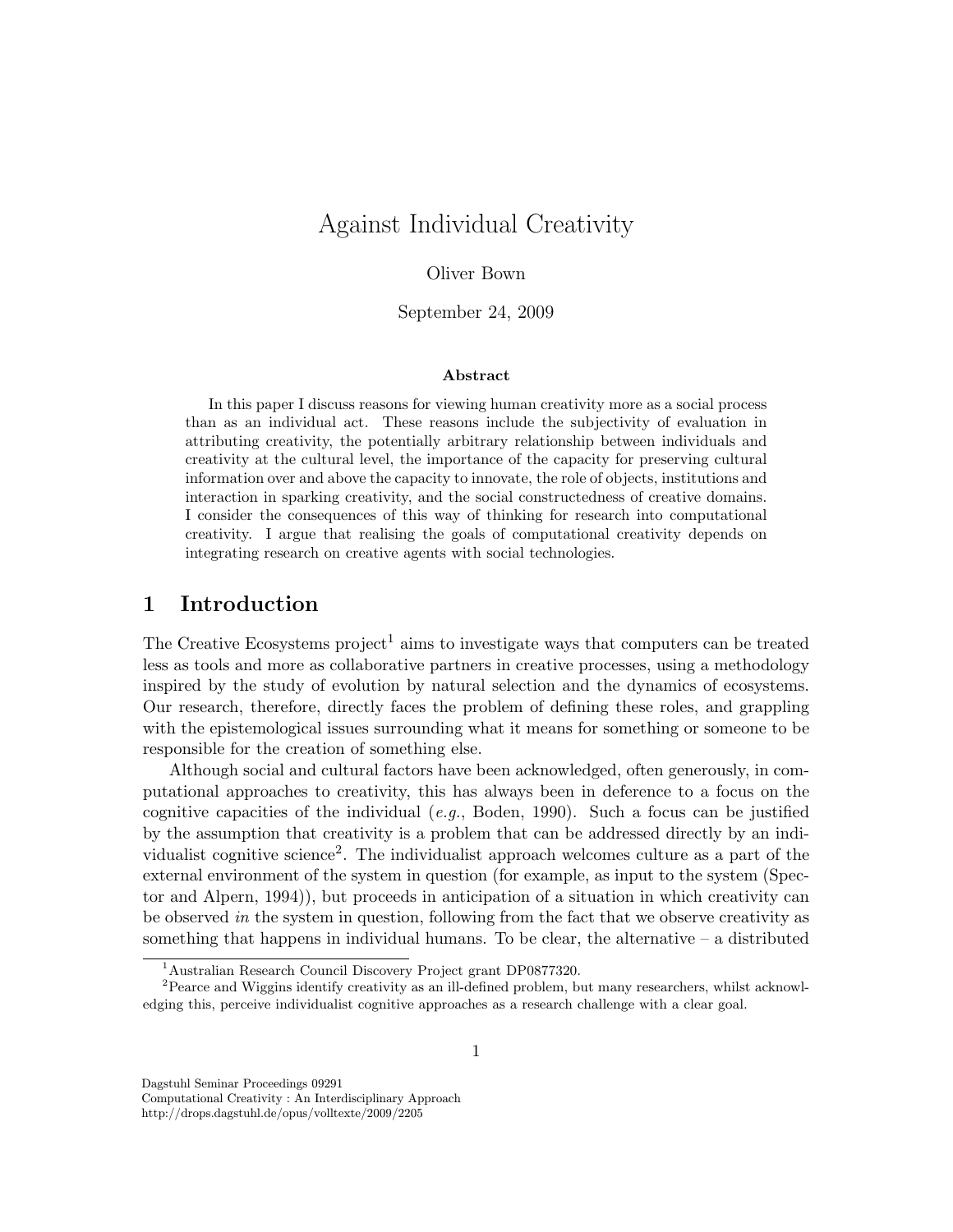# Against Individual Creativity

Oliver Bown

September 24, 2009

**Abstract**

In this paper I discuss reasons for viewing human creativity more as a social process than as an individual act. These reasons include the subjectivity of evaluation in attributing creativity, the potentially arbitrary relationship between individuals and creativity at the cultural level, the importance of the capacity for preserving cultural information over and above the capacity to innovate, the role of objects, institutions and interaction in sparking creativity, and the social constructedness of creative domains. I consider the consequences of this way of thinking for research into computational creativity. I argue that realising the goals of computational creativity depends on integrating research on creative agents with social technologies.

## 1 Introduction

The Creative Ecosystems project[1] aims to investigate ways that computers can be treated less as tools and more as collaborative partners in creative processes, using a methodology inspired by the study of evolution by natural selection and the dynamics of ecosystems. Our research, therefore, directly faces the problem of defining these roles, and grappling with the epistemological issues surrounding what it means for something or someone to be responsible for the creation of something else.

Although social and cultural factors have been acknowledged, often generously, in computational approaches to creativity, this has always been in deference to a focus on the cognitive capacities of the individual (*e.g.*, Boden, 1990). Such a focus can be justified by the assumption that creativity is a problem that can be addressed directly by an individualist cognitive science[2]. The individualist approach welcomes culture as a part of the external environment of the system in question (for example, as input to the system (Spector and Alpern, 1994)), but proceeds in anticipation of a situation in which creativity can be observed *in* the system in question, following from the fact that we observe creativity as something that happens in individual humans. To be clear, the alternative – a distributed

[1] Australian Research Council Discovery Project grant DP0877320.

[2] Pearce and Wiggins identify creativity as an ill-defined problem, but many researchers, whilst acknowledging this, perceive individualist cognitive approaches as a research challenge with a clear goal.

Dagstuhl Seminar Proceedings 09291
Computational Creativity : An Interdisciplinary Approach
http://drops.dagstuhl.de/opus/volltexte/2009/2205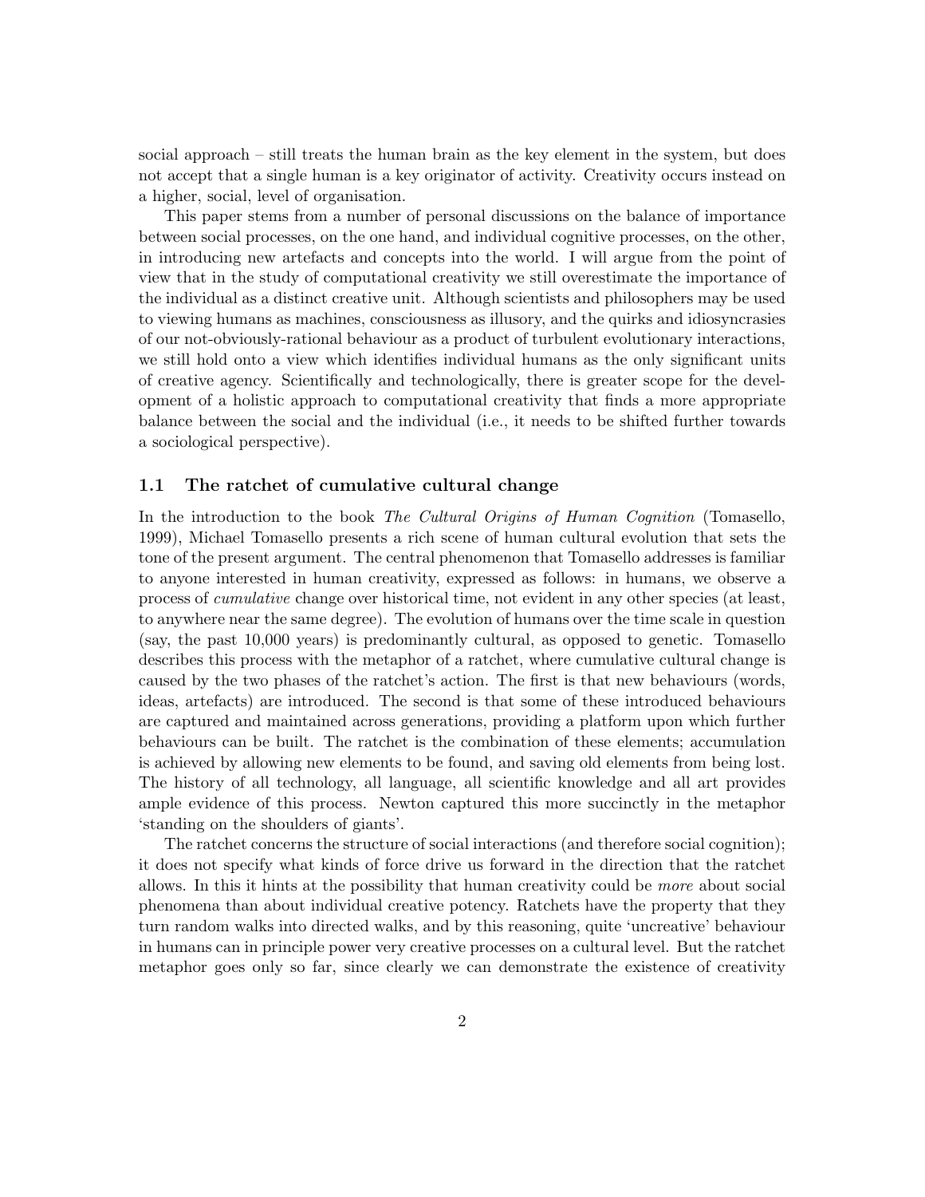social approach – still treats the human brain as the key element in the system, but does not accept that a single human is a key originator of activity. Creativity occurs instead on a higher, social, level of organisation.

This paper stems from a number of personal discussions on the balance of importance between social processes, on the one hand, and individual cognitive processes, on the other, in introducing new artefacts and concepts into the world. I will argue from the point of view that in the study of computational creativity we still overestimate the importance of the individual as a distinct creative unit. Although scientists and philosophers may be used to viewing humans as machines, consciousness as illusory, and the quirks and idiosyncrasies of our not-obviously-rational behaviour as a product of turbulent evolutionary interactions, we still hold onto a view which identifies individual humans as the only significant units of creative agency. Scientifically and technologically, there is greater scope for the development of a holistic approach to computational creativity that finds a more appropriate balance between the social and the individual (i.e., it needs to be shifted further towards a sociological perspective).

### 1.1 The ratchet of cumulative cultural change

In the introduction to the book *The Cultural Origins of Human Cognition* (Tomasello, 1999), Michael Tomasello presents a rich scene of human cultural evolution that sets the tone of the present argument. The central phenomenon that Tomasello addresses is familiar to anyone interested in human creativity, expressed as follows: in humans, we observe a process of *cumulative* change over historical time, not evident in any other species (at least, to anywhere near the same degree). The evolution of humans over the time scale in question (say, the past 10,000 years) is predominantly cultural, as opposed to genetic. Tomasello describes this process with the metaphor of a ratchet, where cumulative cultural change is caused by the two phases of the ratchet's action. The first is that new behaviours (words, ideas, artefacts) are introduced. The second is that some of these introduced behaviours are captured and maintained across generations, providing a platform upon which further behaviours can be built. The ratchet is the combination of these elements; accumulation is achieved by allowing new elements to be found, and saving old elements from being lost. The history of all technology, all language, all scientific knowledge and all art provides ample evidence of this process. Newton captured this more succinctly in the metaphor 'standing on the shoulders of giants'.

The ratchet concerns the structure of social interactions (and therefore social cognition); it does not specify what kinds of force drive us forward in the direction that the ratchet allows. In this it hints at the possibility that human creativity could be *more* about social phenomena than about individual creative potency. Ratchets have the property that they turn random walks into directed walks, and by this reasoning, quite 'uncreative' behaviour in humans can in principle power very creative processes on a cultural level. But the ratchet metaphor goes only so far, since clearly we can demonstrate the existence of creativity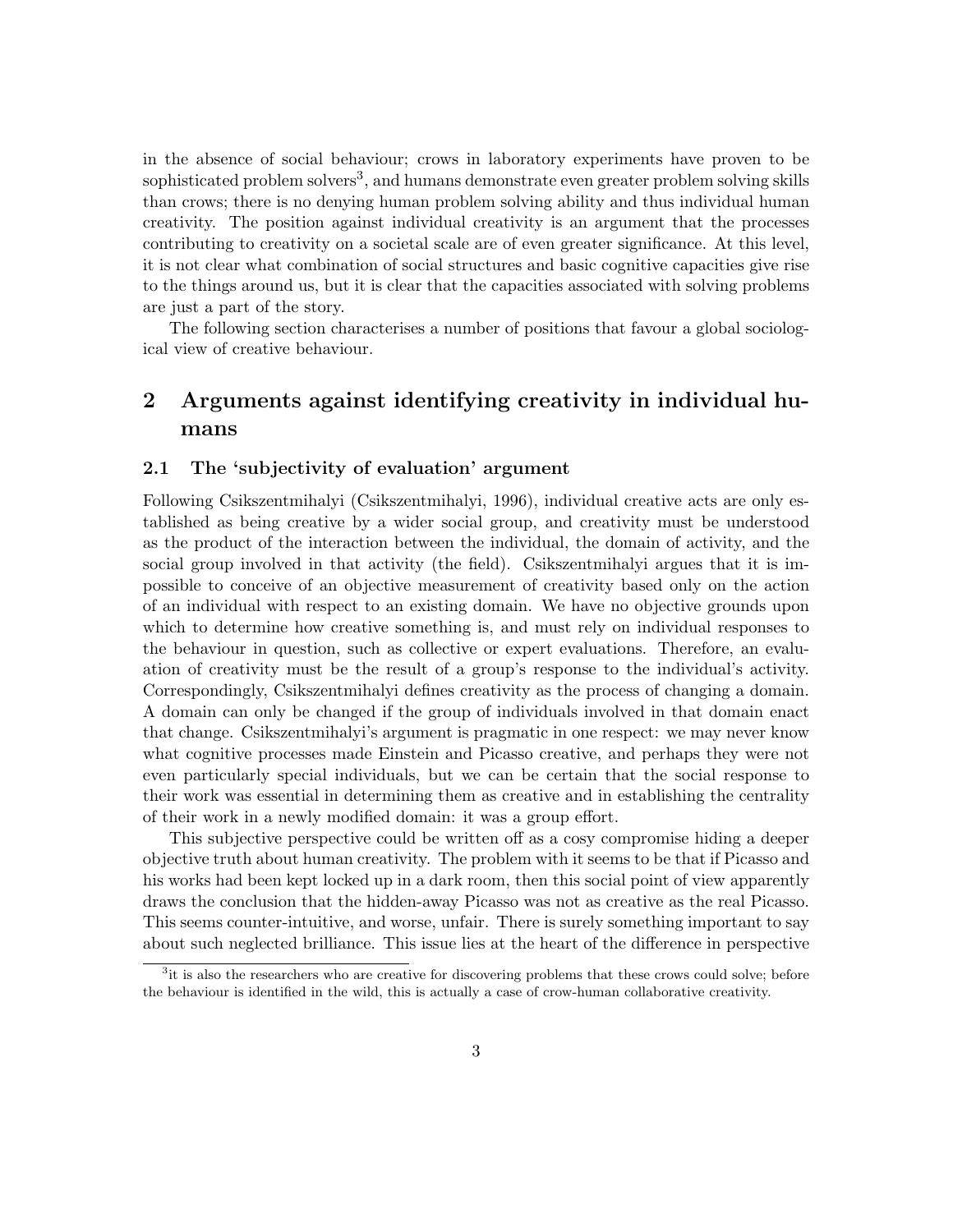in the absence of social behaviour; crows in laboratory experiments have proven to be sophisticated problem solvers[3], and humans demonstrate even greater problem solving skills than crows; there is no denying human problem solving ability and thus individual human creativity. The position against individual creativity is an argument that the processes contributing to creativity on a societal scale are of even greater significance. At this level, it is not clear what combination of social structures and basic cognitive capacities give rise to the things around us, but it is clear that the capacities associated with solving problems are just a part of the story.

The following section characterises a number of positions that favour a global sociological view of creative behaviour.

## 2 Arguments against identifying creativity in individual humans

### 2.1 The 'subjectivity of evaluation' argument

Following Csikszentmihalyi (Csikszentmihalyi, 1996), individual creative acts are only established as being creative by a wider social group, and creativity must be understood as the product of the interaction between the individual, the domain of activity, and the social group involved in that activity (the field). Csikszentmihalyi argues that it is impossible to conceive of an objective measurement of creativity based only on the action of an individual with respect to an existing domain. We have no objective grounds upon which to determine how creative something is, and must rely on individual responses to the behaviour in question, such as collective or expert evaluations. Therefore, an evaluation of creativity must be the result of a group's response to the individual's activity. Correspondingly, Csikszentmihalyi defines creativity as the process of changing a domain. A domain can only be changed if the group of individuals involved in that domain enact that change. Csikszentmihalyi's argument is pragmatic in one respect: we may never know what cognitive processes made Einstein and Picasso creative, and perhaps they were not even particularly special individuals, but we can be certain that the social response to their work was essential in determining them as creative and in establishing the centrality of their work in a newly modified domain: it was a group effort.

This subjective perspective could be written off as a cosy compromise hiding a deeper objective truth about human creativity. The problem with it seems to be that if Picasso and his works had been kept locked up in a dark room, then this subjective point of view apparently draws the conclusion that the hidden-away Picasso was not as creative as the real Picasso. This seems counter-intuitive, and worse, unfair. There is surely something important to say about such neglected brilliance. This issue lies at the heart of the difference in perspective

[3] it is also the researchers who are creative for discovering problems that these crows could solve; before the behaviour is identified in the wild, this is actually a case of crow-human collaborative creativity.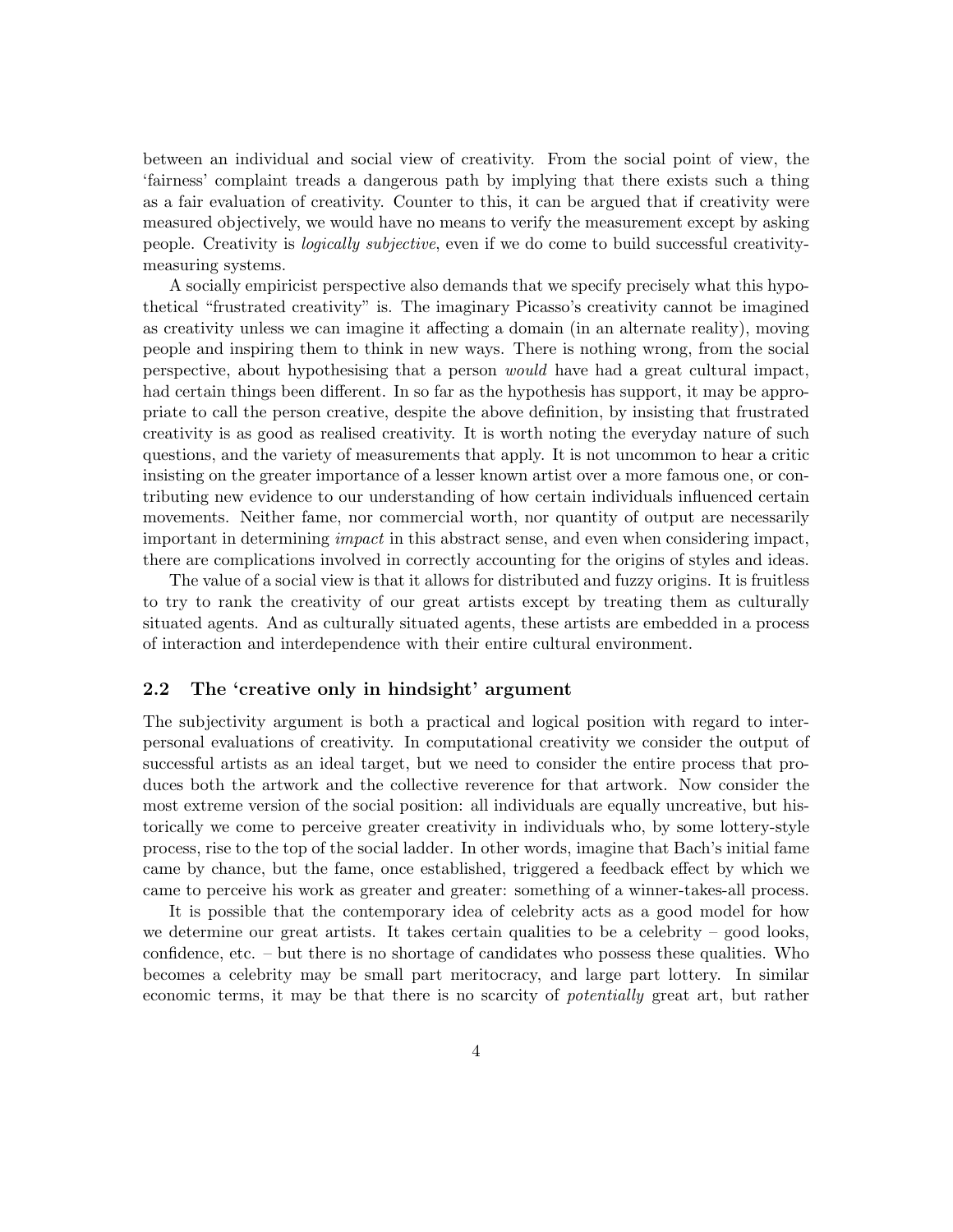between an individual and social view of creativity. From the social point of view, the 'fairness' complaint treads a dangerous path by implying that there exists such a thing as a fair evaluation of creativity. Counter to this, it can be argued that if creativity were measured objectively, we would have no means to verify the measurement except by asking people. Creativity is *logically subjective*, even if we do come to build successful creativity-measuring systems.

A socially empiricist perspective also demands that we specify precisely what this hypothetical "frustrated creativity" is. The imaginary Picasso's creativity cannot be imagined as creativity unless we can imagine it affecting a domain (in an alternate reality), moving people and inspiring them to think in new ways. There is nothing wrong, from the social perspective, about hypothesising that a person *would* have had a great cultural impact, had certain things been different. In so far as the hypothesis has support, it may be appropriate to call the person creative, despite the above definition, by insisting that frustrated creativity is as good as realised creativity. It is worth noting the everyday nature of such questions, and the variety of measurements that apply. It is not uncommon to hear a critic insisting on the greater importance of a lesser known artist over a more famous one, or contributing new evidence to our understanding of how certain individuals influenced certain movements. Neither fame, nor commercial worth, nor quantity of output are necessarily important in determining *impact* in this abstract sense, and even when considering impact, there are complications involved in correctly accounting for the origins of styles and ideas.

The value of a social view is that it allows for distributed and fuzzy origins. It is fruitless to try to rank the creativity of our great artists except by treating them as culturally situated agents. And as culturally situated agents, these artists are embedded in a process of interaction and interdependence with their entire cultural environment.

### 2.2 The 'creative only in hindsight' argument

The subjectivity argument is both a practical and logical position with regard to interpersonal evaluations of creativity. In computational creativity we consider the output of successful artists as an ideal target, but we need to consider the entire process that produces both the artwork and the collective reverence for that artwork. Now consider the most extreme version of the social position: all individuals are equally uncreative, but historically we come to perceive greater creativity in individuals who, by some lottery-style process, rise to the top of the social ladder. In other words, imagine that Bach's initial fame came by chance, but the fame, once established, triggered a feedback effect by which we came to perceive his work as greater and greater: something of a winner-takes-all process.

It is possible that the contemporary idea of celebrity acts as a good model for how we determine our great artists. It takes certain qualities to be a celebrity – good looks, confidence, etc. – but there is no shortage of candidates who possess these qualities. Who becomes a celebrity may be small part meritocracy, and large part lottery. In similar economic terms, it may be that there is no scarcity of *potentially* great art, but rather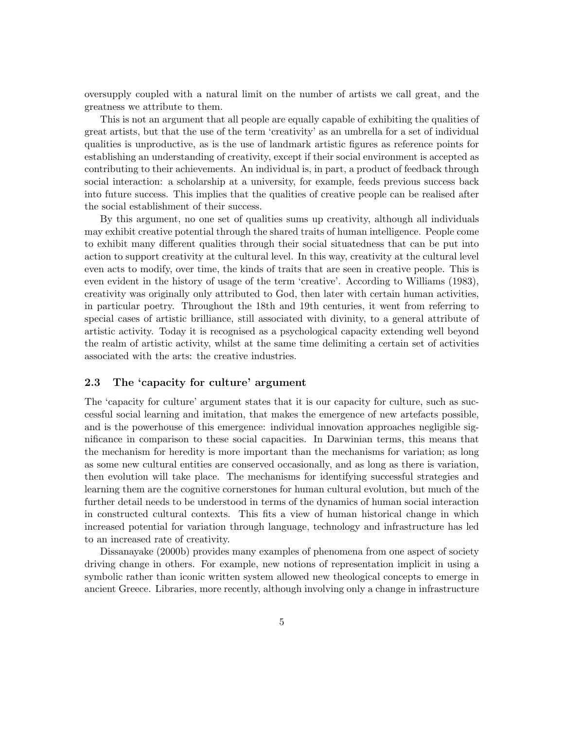oversupply coupled with a natural limit on the number of artists we call great, and the greatness we attribute to them.

This is not an argument that all people are equally capable of exhibiting the qualities of great artists, but that the use of the term 'creativity' as an umbrella for a set of individual qualities is unproductive, as is the use of landmark artistic figures as reference points for establishing an understanding of creativity, except if their social environment is accepted as contributing to their achievements. An individual is, in part, a product of feedback through social interaction: a scholarship at a university, for example, feeds previous success back into future success. This implies that the qualities of creative people can be realised after the social establishment of their success.

By this argument, no one set of qualities sums up creativity, although all individuals may exhibit creative potential through the shared traits of human intelligence. People come to exhibit many different qualities through their social situatedness that can be put into action to support creativity at the cultural level. In this way, creativity at the cultural level even acts to modify, over time, the kinds of traits that are seen in creative people. This is even evident in the history of usage of the term 'creative'. According to Williams (1983), creativity was originally only attributed to God, then later with certain human activities, in particular poetry. Throughout the 18th and 19th centuries, it went from referring to special cases of artistic brilliance, still associated with divinity, to a general attribute of artistic activity. Today it is recognised as a psychological capacity extending well beyond the realm of artistic activity, whilst at the same time delimiting a certain set of activities associated with the arts: the creative industries.

## 2.3 The 'capacity for culture' argument

The 'capacity for culture' argument states that it is our capacity for culture, such as successful social learning and imitation, that makes the emergence of new artefacts possible, and is the powerhouse of this emergence: individual innovation approaches negligible significance in comparison to these social capacities. In Darwinian terms, this means that the mechanism for heredity is more important than the mechanisms for variation; as long as some new cultural entities are conserved occasionally, and as long as there is variation, then evolution will take place. The mechanisms for identifying successful strategies and learning them are the cognitive cornerstones for human cultural evolution, but much of the further detail needs to be understood in terms of the dynamics of human social interaction in constructed cultural contexts. This fits a view of human historical change in which increased potential for variation through language, technology and infrastructure has led to an increased rate of creativity.

Dissanayake (2000b) provides many examples of phenomena from one aspect of society driving change in others. For example, new notions of representation implicit in using a symbolic rather than iconic written system allowed new theological concepts to emerge in ancient Greece. Libraries, more recently, although involving only a change in infrastructure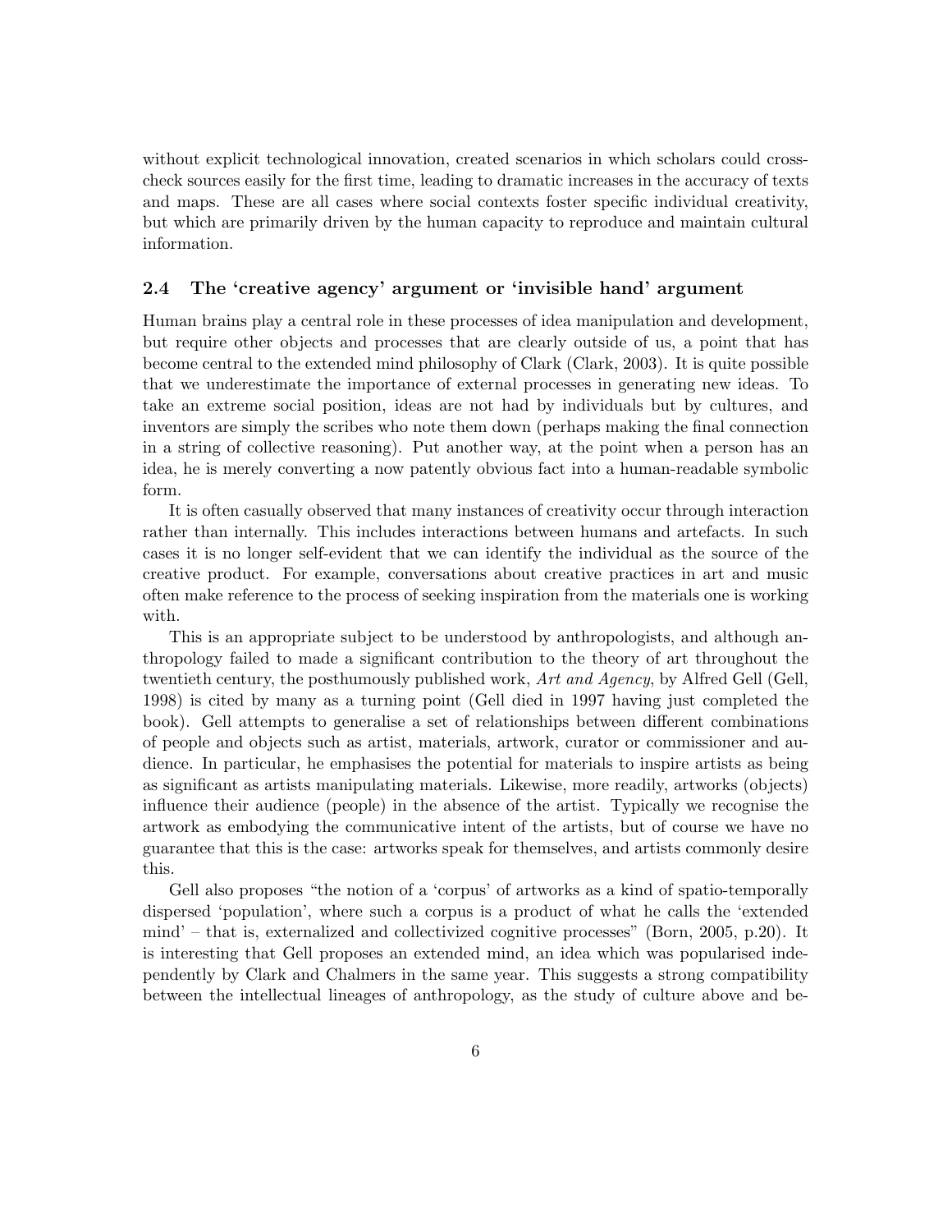without explicit technological innovation, created scenarios in which scholars could cross-check sources easily for the first time, leading to dramatic increases in the accuracy of texts and maps. These are all cases where social contexts foster specific individual creativity, but which are primarily driven by the human capacity to reproduce and maintain cultural information.

### 2.4 The 'creative agency' argument or 'invisible hand' argument

Human brains play a central role in these processes of idea manipulation and development, but require other objects and processes that are clearly outside of us, a point that has become central to the extended mind philosophy of Clark (Clark, 2003). It is quite possible that we underestimate the importance of external processes in generating new ideas. To take an extreme social position, ideas are not had by individuals but by cultures, and inventors are simply the scribes who note them down (perhaps making the final connection in a string of collective reasoning). Put another way, at the point when a person has an idea, he is merely converting a now patently obvious fact into a human-readable symbolic form.

It is often casually observed that many instances of creativity occur through interaction rather than internally. This includes interactions between humans and artefacts. In such cases it is no longer self-evident that we can identify the individual as the source of the creative product. For example, conversations about creative practices in art and music often make reference to the process of seeking inspiration from the materials one is working with.

This is an appropriate subject to be understood by anthropologists, and although anthropology failed to made a significant contribution to the theory of art throughout the twentieth century, the posthumously published work, *Art and Agency*, by Alfred Gell (Gell, 1998) is cited by many as a turning point (Gell died in 1997 having just completed the book). Gell attempts to generalise a set of relationships between different combinations of people and objects such as artist, materials, artwork, curator or commissioner and audience. In particular, he emphasises the potential for materials to inspire artists as being as significant as artists manipulating materials. Likewise, more readily, artworks (objects) influence their audience (people) in the absence of the artist. Typically we recognise the artwork as embodying the communicative intent of the artists, but of course we have no guarantee that this is the case: artworks speak for themselves, and artists commonly desire this.

Gell also proposes "the notion of a 'corpus' of artworks as a kind of spatio-temporally dispersed 'population', where such a corpus is a product of what he calls the 'extended mind' – that is, externalized and collectivized cognitive processes" (Born, 2005, p.20). It is interesting that Gell proposes an extended mind, an idea which was popularised independently by Clark and Chalmers in the same year. This suggests a strong compatibility between the intellectual lineages of anthropology, as the study of culture above and be-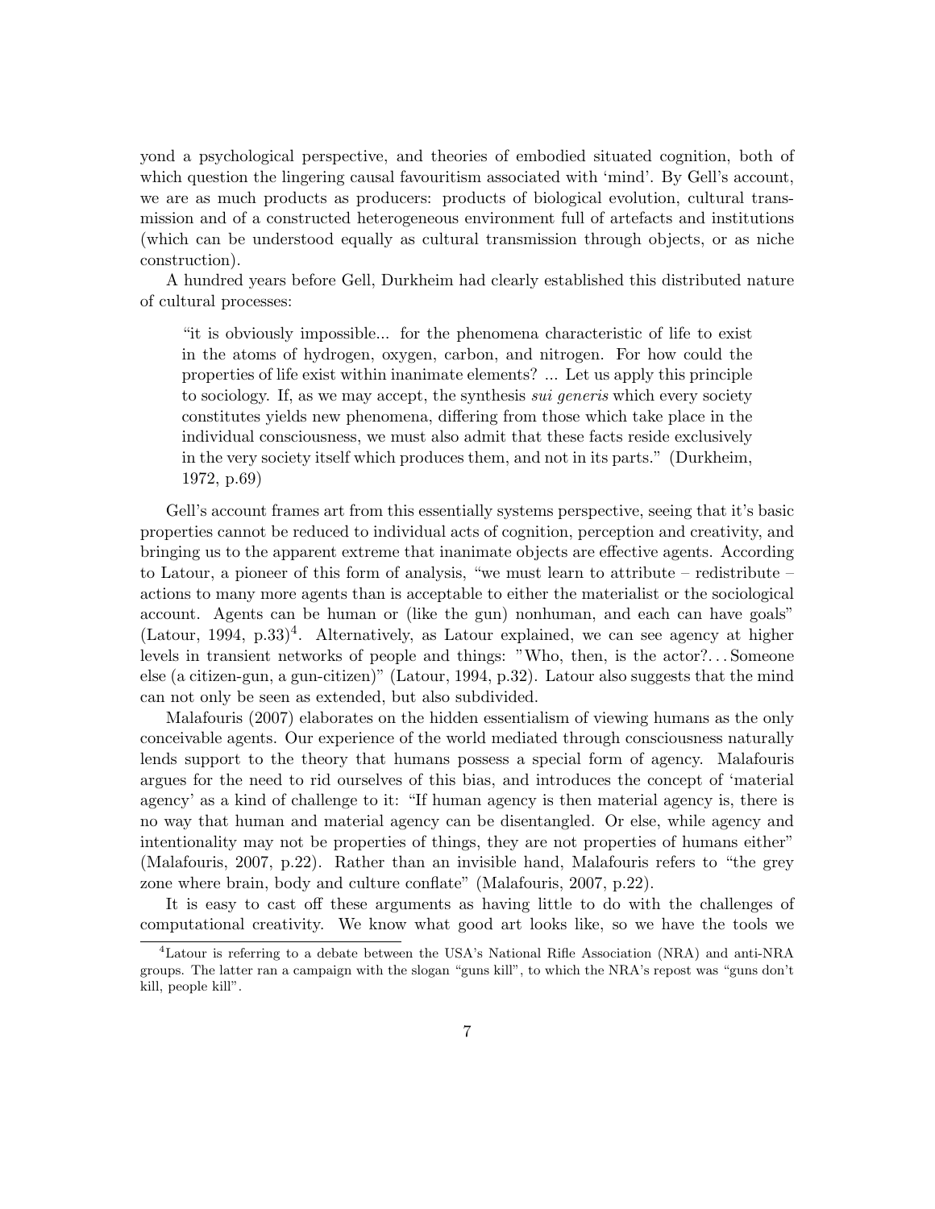yond a psychological perspective, and theories of embodied situated cognition, both of which question the lingering causal favouritism associated with 'mind'. By Gell's account, we are as much products as producers: products of biological evolution, cultural transmission and of a constructed heterogeneous environment full of artefacts and institutions (which can be understood equally as cultural transmission through objects, or as niche construction).

A hundred years before Gell, Durkheim had clearly established this distributed nature of cultural processes:

> "it is obviously impossible... for the phenomena characteristic of life to exist in the atoms of hydrogen, oxygen, carbon, and nitrogen. For how could the properties of life exist within inanimate elements? ... Let us apply this principle to sociology. If, as we may accept, the synthesis *sui generis* which every society constitutes yields new phenomena, differing from those which take place in the individual consciousness, we must also admit that these facts reside exclusively in the very society itself which produces them, and not in its parts." (Durkheim, 1972, p.69)

Gell's account frames art from this essentially systems perspective, seeing that it's basic properties cannot be reduced to individual acts of cognition, perception and creativity, and bringing us to the apparent extreme that inanimate objects are effective agents. According to Latour, a pioneer of this form of analysis, "we must learn to attribute – redistribute – actions to many more agents than is acceptable to either the materialist or the sociological account. Agents can be human or (like the gun) nonhuman, and each can have goals" (Latour, 1994, p.33)[4]. Alternatively, as Latour explained, we can see agency at higher levels in transient networks of people and things: "Who, then, is the actor?... Someone else (a citizen-gun, a gun-citizen)" (Latour, 1994, p.32). Latour also suggests that the mind can not only be seen as extended, but also subdivided.

Malafouris (2007) elaborates on the hidden essentialism of viewing humans as the only conceivable agents. Our experience of the world mediated through consciousness naturally lends support to the theory that humans possess a special form of agency. Malafouris argues for the need to rid ourselves of this bias, and introduces the concept of 'material agency' as a kind of challenge to it: "If human agency is then material agency is, there is no way that human and material agency can be disentangled. Or else, while agency and intentionality may not be properties of things, they are not properties of humans either" (Malafouris, 2007, p.22). Rather than an invisible hand, Malafouris refers to "the grey zone where brain, body and culture conflate" (Malafouris, 2007, p.22).

It is easy to cast off these arguments as having little to do with the challenges of computational creativity. We know what good art looks like, so we have the tools we

[4] Latour is referring to a debate between the USA's National Rifle Association (NRA) and anti-NRA groups. The latter ran a campaign with the slogan "guns kill", to which the NRA's repost was "guns don't kill, people kill".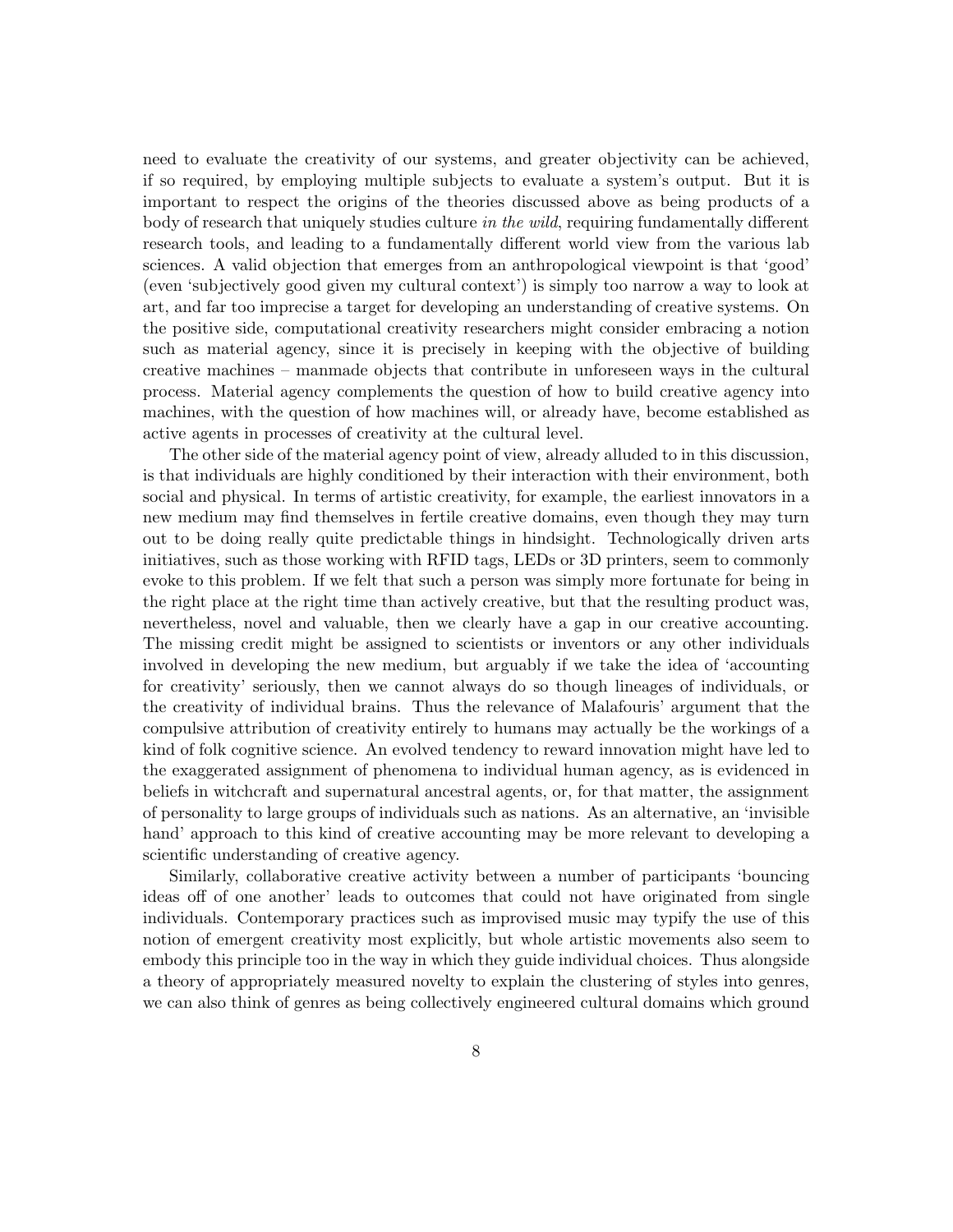need to evaluate the creativity of our systems, and greater objectivity can be achieved, if so required, by employing multiple subjects to evaluate a system's output. But it is important to respect the origins of the theories discussed above as being products of a body of research that uniquely studies culture *in the wild*, requiring fundamentally different research tools, and leading to a fundamentally different world view from the various lab sciences. A valid objection that emerges from an anthropological viewpoint is that 'good' (even 'subjectively good given my cultural context') is simply too narrow a way to look at art, and far too imprecise a target for developing an understanding of creative systems. On the positive side, computational creativity researchers might consider embracing a notion such as material agency, since it is precisely in keeping with the objective of building creative machines – manmade objects that contribute in unforeseen ways in the cultural process. Material agency complements the question of how to build creative agency into machines, with the question of how machines will, or already have, become established as active agents in processes of creativity at the cultural level.

The other side of the material agency point of view, already alluded to in this discussion, is that individuals are highly conditioned by their interaction with their environment, both social and physical. In terms of artistic creativity, for example, the earliest innovators in a new medium may find themselves in fertile creative domains, even though they may turn out to be doing really quite predictable things in hindsight. Technologically driven arts initiatives, such as those working with RFID tags, LEDs or 3D printers, seem to commonly evoke to this problem. If we felt that such a person was simply more fortunate for being in the right place at the right time than actively creative, but that the resulting product was, nevertheless, novel and valuable, then we clearly have a gap in our creative accounting. The missing credit might be assigned to scientists or inventors or any other individuals involved in developing the new medium, but arguably if we take the idea of 'accounting for creativity' seriously, then we cannot always do so though lineages of individuals, or the creativity of individual brains. Thus the relevance of Malafouris' argument that the compulsive attribution of creativity entirely to humans may actually be the workings of a kind of folk cognitive science. An evolved tendency to reward innovation might have led to the exaggerated assignment of phenomena to individual human agency, as is evidenced in beliefs in witchcraft and supernatural ancestral agents, or, for that matter, the assignment of personality to large groups of individuals such as nations. As an alternative, an 'invisible hand' approach to this kind of creative accounting may be more relevant to developing a scientific understanding of creative agency.

Similarly, collaborative creative activity between a number of participants 'bouncing ideas off of one another' leads to outcomes that could not have originated from single individuals. Contemporary practices such as improvised music may typify the use of this notion of emergent creativity most explicitly, but whole artistic movements also seem to embody this principle too in the way in which they guide individual choices. Thus alongside a theory of appropriately measured novelty to explain the clustering of styles into genres, we can also think of genres as being collectively engineered cultural domains which ground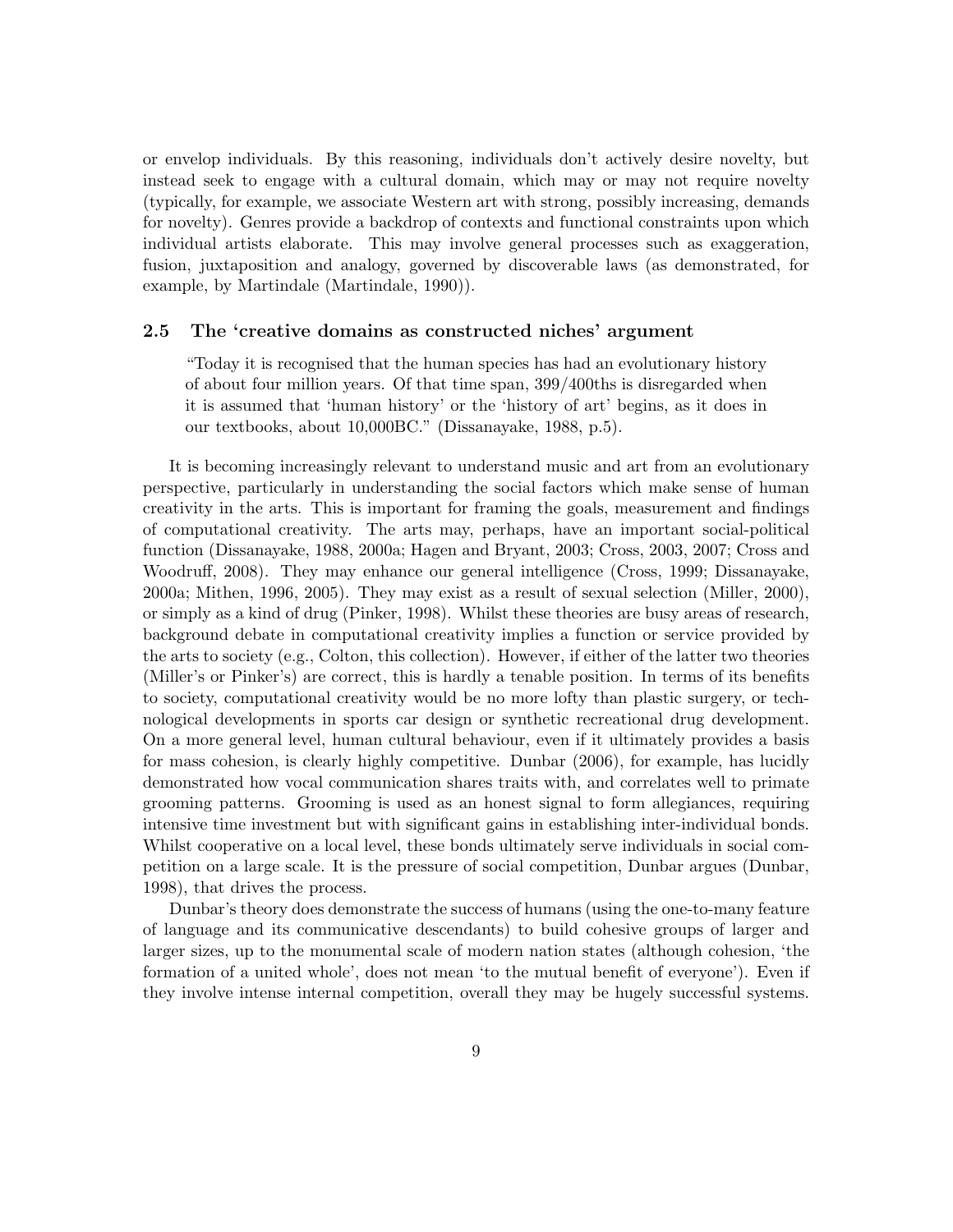or envelop individuals. By this reasoning, individuals don't actively desire novelty, but instead seek to engage with a cultural domain, which may or may not require novelty (typically, for example, we associate Western art with strong, possibly increasing, demands for novelty). Genres provide a backdrop of contexts and functional constraints upon which individual artists elaborate. This may involve general processes such as exaggeration, fusion, juxtaposition and analogy, governed by discoverable laws (as demonstrated, for example, by Martindale (Martindale, 1990)).

### 2.5 The 'creative domains as constructed niches' argument

> "Today it is recognised that the human species has had an evolutionary history of about four million years. Of that time span, 399/400ths is disregarded when it is assumed that 'human history' or the 'history of art' begins, as it does in our textbooks, about 10,000BC." (Dissanayake, 1988, p.5).

It is becoming increasingly relevant to understand music and art from an evolutionary perspective, particularly in understanding the social factors which make sense of human creativity in the arts. This is important for framing the goals, measurement and findings of computational creativity. The arts may, perhaps, have an important social-political function (Dissanayake, 1988, 2000a; Hagen and Bryant, 2003; Cross, 2003, 2007; Cross and Woodruff, 2008). They may enhance our general intelligence (Cross, 1999; Dissanayake, 2000a; Mithen, 1996, 2005). They may exist as a result of sexual selection (Miller, 2000), or simply as a kind of drug (Pinker, 1998). Whilst these theories are busy areas of research, background debate in computational creativity implies a function or service provided by the arts to society (e.g., Colton, this collection). However, if either of the latter two theories (Miller's or Pinker's) are correct, this is hardly a tenable position. In terms of its benefits to society, computational creativity would be no more lofty than plastic surgery, or technological developments in sports car design or synthetic recreational drug development. On a more general level, human cultural behaviour, even if it ultimately provides a basis for mass cohesion, is clearly highly competitive. Dunbar (2006), for example, has lucidly demonstrated how vocal communication shares traits with, and correlates well to primate grooming patterns. Grooming is used as an honest signal to form allegiances, requiring intensive time investment but with significant gains in establishing inter-individual bonds. Whilst cooperative on a local level, these bonds ultimately serve individuals in social competition on a large scale. It is the pressure of social competition, Dunbar argues (Dunbar, 1998), that drives the process.

Dunbar's theory does demonstrate the success of humans (using the one-to-many feature of language and its communicative descendants) to build cohesive groups of larger and larger sizes, up to the monumental scale of modern nation states (although cohesion, 'the formation of a united whole', does not mean 'to the mutual benefit of everyone'). Even if they involve intense internal competition, overall they may be hugely successful systems.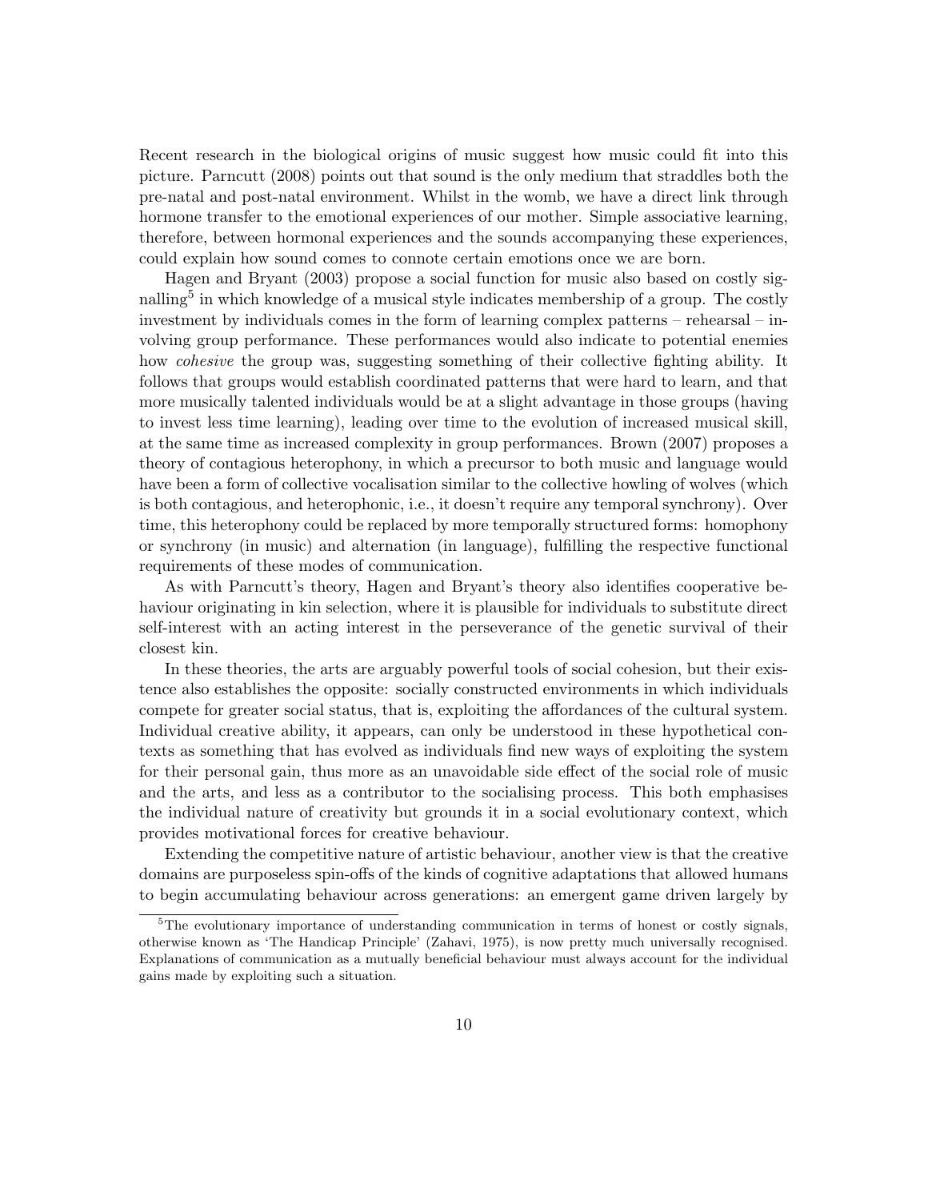Recent research in the biological origins of music suggest how music could fit into this picture. Parncutt (2008) points out that sound is the only medium that straddles both the pre-natal and post-natal environment. Whilst in the womb, we have a direct link through hormone transfer to the emotional experiences of our mother. Simple associative learning, therefore, between hormonal experiences and the sounds accompanying these experiences, could explain how sound comes to connote certain emotions once we are born.

Hagen and Bryant (2003) propose a social function for music also based on costly signalling[5] in which knowledge of a musical style indicates membership of a group. The costly investment by individuals comes in the form of learning complex patterns – rehearsal – involving group performance. These performances would also indicate to potential enemies how *cohesive* the group was, suggesting something of their collective fighting ability. It follows that groups would establish coordinated patterns that were hard to learn, and that more musically talented individuals would be at a slight advantage in those groups (having to invest less time learning), leading over time to the evolution of increased musical skill, at the same time as increased complexity in group performances. Brown (2007) proposes a theory of contagious heterophony, in which a precursor to both music and language would have been a form of collective vocalisation similar to the collective howling of wolves (which is both contagious, and heterophonic, i.e., it doesn't require any temporal synchrony). Over time, this heterophony could be replaced by more temporally structured forms: homophony or synchrony (in music) and alternation (in language), fulfilling the respective functional requirements of these modes of communication.

As with Parncutt's theory, Hagen and Bryant's theory also identifies cooperative behaviour originating in kin selection, where it is plausible for individuals to substitute direct self-interest with an acting interest in the perseverance of the genetic survival of their closest kin.

In these theories, the arts are arguably powerful tools of social cohesion, but their existence also establishes the opposite: socially constructed environments in which individuals compete for greater social status, that is, exploiting the affordances of the cultural system. Individual creative ability, it appears, can only be understood in these hypothetical contexts as something that has evolved as individuals find new ways of exploiting the system for their personal gain, thus more as an unavoidable side effect of the social role of music and the arts, and less as a contributor to the socialising process. This both emphasises the individual nature of creativity but grounds it in a social evolutionary context, which provides motivational forces for creative behaviour.

Extending the competitive nature of artistic behaviour, another view is that the creative domains are purposeless spin-offs of the kinds of cognitive adaptations that allowed humans to begin accumulating behaviour across generations: an emergent game driven largely by

[5] The evolutionary importance of understanding communication in terms of honest or costly signals, otherwise known as 'The Handicap Principle' (Zahavi, 1975), is now pretty much universally recognised. Explanations of communication as a mutually beneficial behaviour must always account for the individual gains made by exploiting such a situation.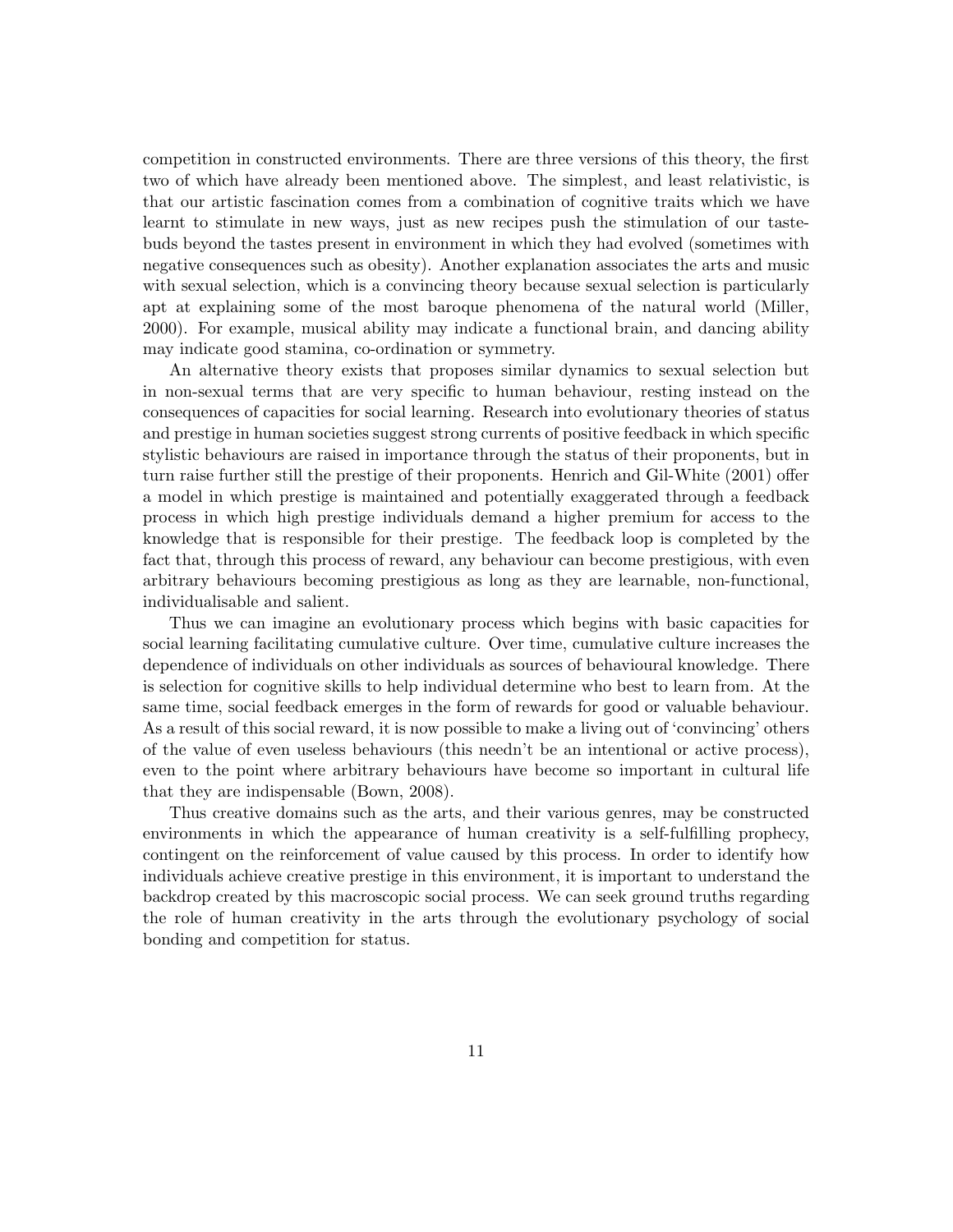competition in constructed environments. There are three versions of this theory, the first two of which have already been mentioned above. The simplest, and least relativistic, is that our artistic fascination comes from a combination of cognitive traits which we have learnt to stimulate in new ways, just as new recipes push the stimulation of our taste-buds beyond the tastes present in environment in which they had evolved (sometimes with negative consequences such as obesity). Another explanation associates the arts and music with sexual selection, which is a convincing theory because sexual selection is particularly apt at explaining some of the most baroque phenomena of the natural world (Miller, 2000). For example, musical ability may indicate a functional brain, and dancing ability may indicate good stamina, co-ordination or symmetry.

An alternative theory exists that proposes similar dynamics to sexual selection but in non-sexual terms that are very specific to human behaviour, resting instead on the consequences of capacities for social learning. Research into evolutionary theories of status and prestige in human societies suggest strong currents of positive feedback in which specific stylistic behaviours are raised in importance through the status of their proponents, but in turn raise further still the prestige of their proponents. Henrich and Gil-White (2001) offer a model in which prestige is maintained and potentially exaggerated through a feedback process in which high prestige individuals demand a higher premium for access to the knowledge that is responsible for their prestige. The feedback loop is completed by the fact that, through this process of reward, any behaviour can become prestigious, with even arbitrary behaviours becoming prestigious as long as they are learnable, non-functional, individualisable and salient.

Thus we can imagine an evolutionary process which begins with basic capacities for social learning facilitating cumulative culture. Over time, cumulative culture increases the dependence of individuals on other individuals as sources of behavioural knowledge. There is selection for cognitive skills to help individual determine who best to learn from. At the same time, social feedback emerges in the form of rewards for good or valuable behaviour. As a result of this social reward, it is now possible to make a living out of 'convincing' others of the value of even useless behaviours (this needn't be an intentional or active process), even to the point where arbitrary behaviours have become so important in cultural life that they are indispensable (Bown, 2008).

Thus creative domains such as the arts, and their various genres, may be constructed environments in which the appearance of human creativity is a self-fulfilling prophecy, contingent on the reinforcement of value caused by this process. In order to identify how individuals achieve creative prestige in this environment, it is important to understand the backdrop created by this macroscopic social process. We can seek ground truths regarding the role of human creativity in the arts through the evolutionary psychology of social bonding and competition for status.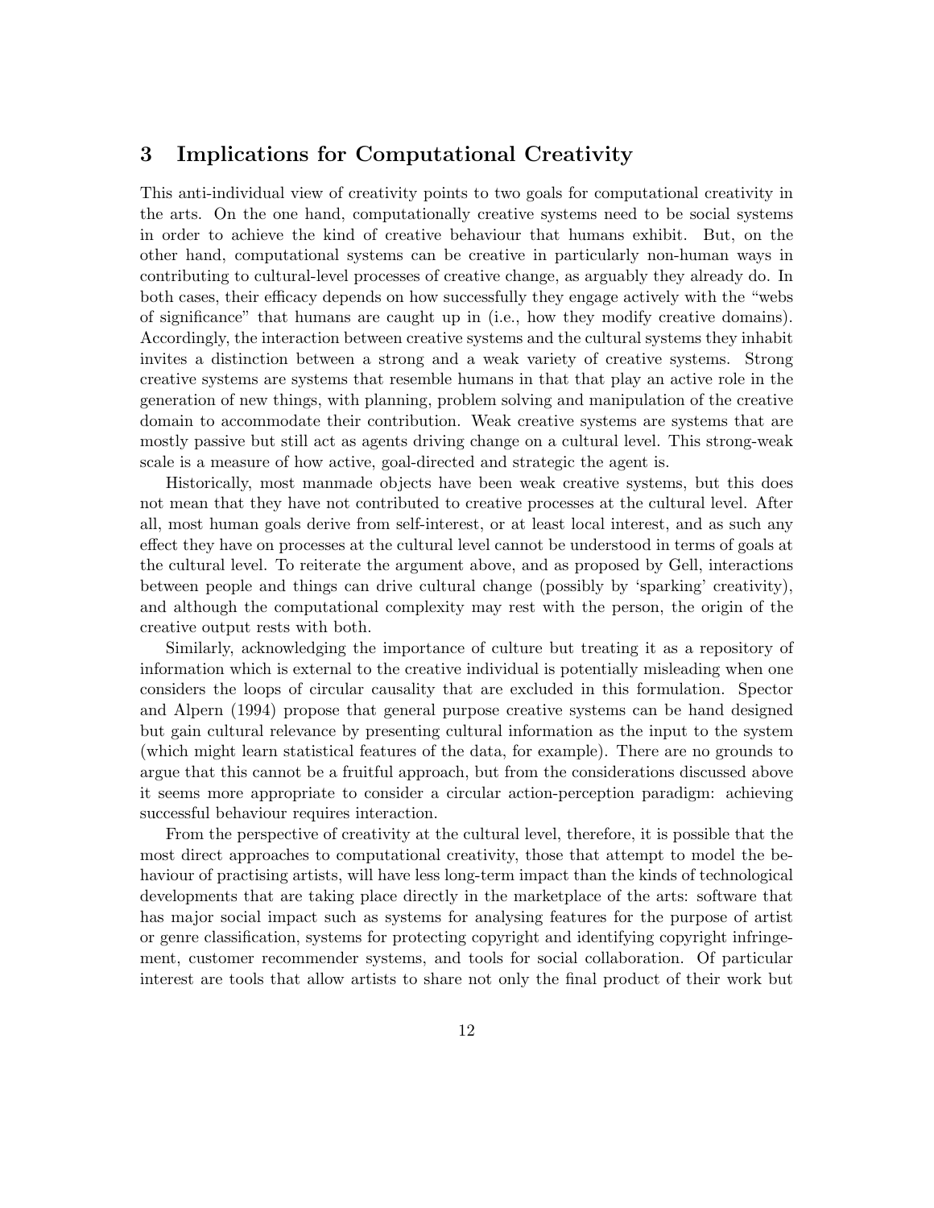## 3 Implications for Computational Creativity

This anti-individual view of creativity points to two goals for computational creativity in the arts. On the one hand, computationally creative systems need to be social systems in order to achieve the kind of creative behaviour that humans exhibit. But, on the other hand, computational systems can be creative in particularly non-human ways in contributing to cultural-level processes of creative change, as arguably they already do. In both cases, their efficacy depends on how successfully they engage actively with the "webs of significance" that humans are caught up in (i.e., how they modify creative domains). Accordingly, the interaction between creative systems and the cultural systems they inhabit invites a distinction between a strong and a weak variety of creative systems. Strong creative systems are systems that resemble humans in that that play an active role in the generation of new things, with planning, problem solving and manipulation of the creative domain to accommodate their contribution. Weak creative systems are systems that are mostly passive but still act as agents driving change on a cultural level. This strong-weak scale is a measure of how active, goal-directed and strategic the agent is.

Historically, most manmade objects have been weak creative systems, but this does not mean that they have not contributed to creative processes at the cultural level. After all, most human goals derive from self-interest, or at least local interest, and as such any effect they have on processes at the cultural level cannot be understood in terms of goals at the cultural level. To reiterate the argument above, and as proposed by Gell, interactions between people and things can drive cultural change (possibly by 'sparking' creativity), and although the computational complexity may rest with the person, the origin of the creative output rests with both.

Similarly, acknowledging the importance of culture but treating it as a repository of information which is external to the creative individual is potentially misleading when one considers the loops of circular causality that are excluded in this formulation. Spector and Alpern (1994) propose that general purpose creative systems can be hand designed but gain cultural relevance by presenting cultural information as the input to the system (which might learn statistical features of the data, for example). There are no grounds to argue that this cannot be a fruitful approach, but from the considerations discussed above it seems more appropriate to consider a circular action-perception paradigm: achieving successful behaviour requires interaction.

From the perspective of creativity at the cultural level, therefore, it is possible that the most direct approaches to computational creativity, those that attempt to model the behaviour of practising artists, will have less long-term impact than the kinds of technological developments that are taking place directly in the marketplace of the arts: software that has major social impact such as systems for analysing features for the purpose of artist or genre classification, systems for protecting copyright and identifying copyright infringement, customer recommender systems, and tools for social collaboration. Of particular interest are tools that allow artists to share not only the final product of their work but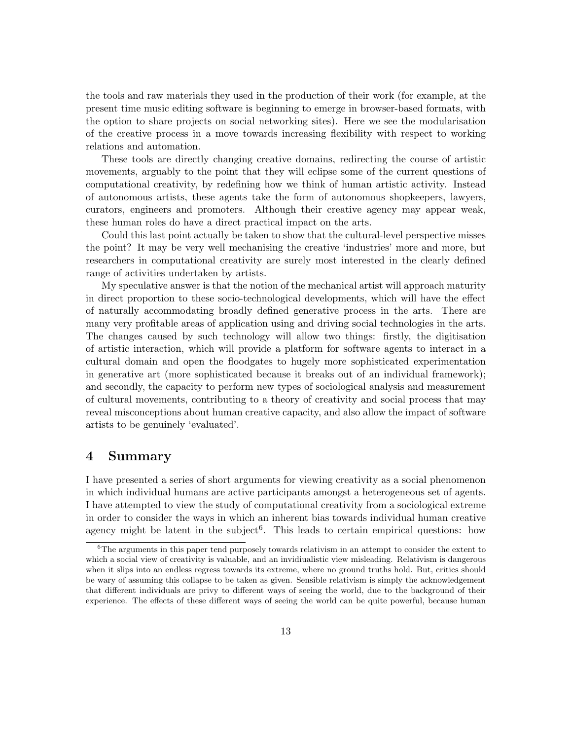the tools and raw materials they used in the production of their work (for example, at the present time music editing software is beginning to emerge in browser-based formats, with the option to share projects on social networking sites). Here we see the modularisation of the creative process in a move towards increasing flexibility with respect to working relations and automation.

These tools are directly changing creative domains, redirecting the course of artistic movements, arguably to the point that they will eclipse some of the current questions of computational creativity, by redefining how we think of human artistic activity. Instead of autonomous artists, these agents take the form of autonomous shopkeepers, lawyers, curators, engineers and promoters. Although their creative agency may appear weak, these human roles do have a direct practical impact on the arts.

Could this last point actually be taken to show that the cultural-level perspective misses the point? It may be very well mechanising the creative 'industries' more and more, but researchers in computational creativity are surely most interested in the clearly defined range of activities undertaken by artists.

My speculative answer is that the notion of the mechanical artist will approach maturity in direct proportion to these socio-technological developments, which will have the effect of naturally accommodating broadly defined generative process in the arts. There are many very profitable areas of application using and driving social technologies in the arts. The changes caused by such technology will allow two things: firstly, the digitisation of artistic interaction, which will provide a platform for software agents to interact in a cultural domain and open the floodgates to hugely more sophisticated experimentation in generative art (more sophisticated because it breaks out of an individual framework); and secondly, the capacity to perform new types of sociological analysis and measurement of cultural movements, contributing to a theory of creativity and social process that may reveal misconceptions about human creative capacity, and also allow the impact of software artists to be genuinely 'evaluated'.

## 4 Summary

I have presented a series of short arguments for viewing creativity as a social phenomenon in which individual humans are active participants amongst a heterogeneous set of agents. I have attempted to view the study of computational creativity from a sociological extreme in order to consider the ways in which an inherent bias towards individual human creative agency might be latent in the subject[6]. This leads to certain empirical questions: how

[6] The arguments in this paper tend purposely towards relativism in an attempt to consider the extent to which a social view of creativity is valuable, and an invidiualistic view misleading. Relativism is dangerous when it slips into an endless regress towards its extreme, where no ground truths hold. But, critics should be wary of assuming this collapse to be taken as given. Sensible relativism is simply the acknowledgement that different individuals are privy to different ways of seeing the world, due to the background of their experience. The effects of these different ways of seeing the world can be quite powerful, because human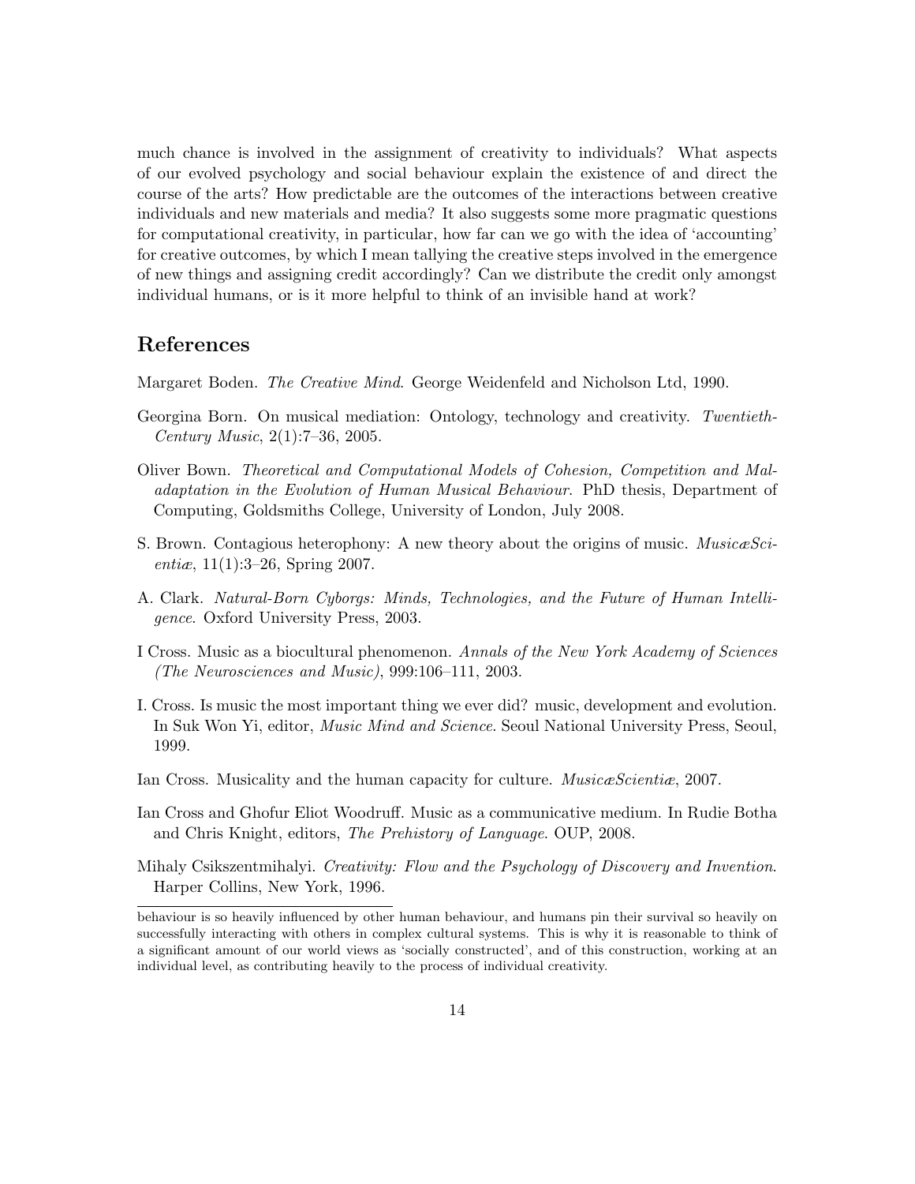much chance is involved in the assignment of creativity to individuals? What aspects of our evolved psychology and social behaviour explain the existence of and direct the course of the arts? How predictable are the outcomes of the interactions between creative individuals and new materials and media? It also suggests some more pragmatic questions for computational creativity, in particular, how far can we go with the idea of 'accounting' for creative outcomes, by which I mean tallying the creative steps involved in the emergence of new things and assigning credit accordingly? Can we distribute the credit only amongst individual humans, or is it more helpful to think of an invisible hand at work?

## References

Margaret Boden. *The Creative Mind*. George Weidenfeld and Nicholson Ltd, 1990.

Georgina Born. On musical mediation: Ontology, technology and creativity. *Twentieth-Century Music*, 2(1):7–36, 2005.

Oliver Bown. *Theoretical and Computational Models of Cohesion, Competition and Maladaptation in the Evolution of Human Musical Behaviour*. PhD thesis, Department of Computing, Goldsmiths College, University of London, July 2008.

S. Brown. Contagious heterophony: A new theory about the origins of music. *MusicæScientiæ*, 11(1):3–26, Spring 2007.

A. Clark. *Natural-Born Cyborgs: Minds, Technologies, and the Future of Human Intelligence*. Oxford University Press, 2003.

I Cross. Music as a biocultural phenomenon. *Annals of the New York Academy of Sciences (The Neurosciences and Music)*, 999:106–111, 2003.

I. Cross. Is music the most important thing we ever did? music, development and evolution. In Suk Won Yi, editor, *Music Mind and Science*. Seoul National University Press, Seoul, 1999.

Ian Cross. Musicality and the human capacity for culture. *MusicæScientiæ*, 2007.

Ian Cross and Ghofur Eliot Woodruff. Music as a communicative medium. In Rudie Botha and Chris Knight, editors, *The Prehistory of Language*. OUP, 2008.

Mihaly Csikszentmihalyi. *Creativity: Flow and the Psychology of Discovery and Invention*. Harper Collins, New York, 1996.

---

behaviour is so heavily influenced by other human behaviour, and humans pin their survival so heavily on successfully interacting with others in complex cultural systems. This is why it is reasonable to think of a significant amount of our world views as 'socially constructed', and of this construction, working at an individual level, as contributing heavily to the process of individual creativity.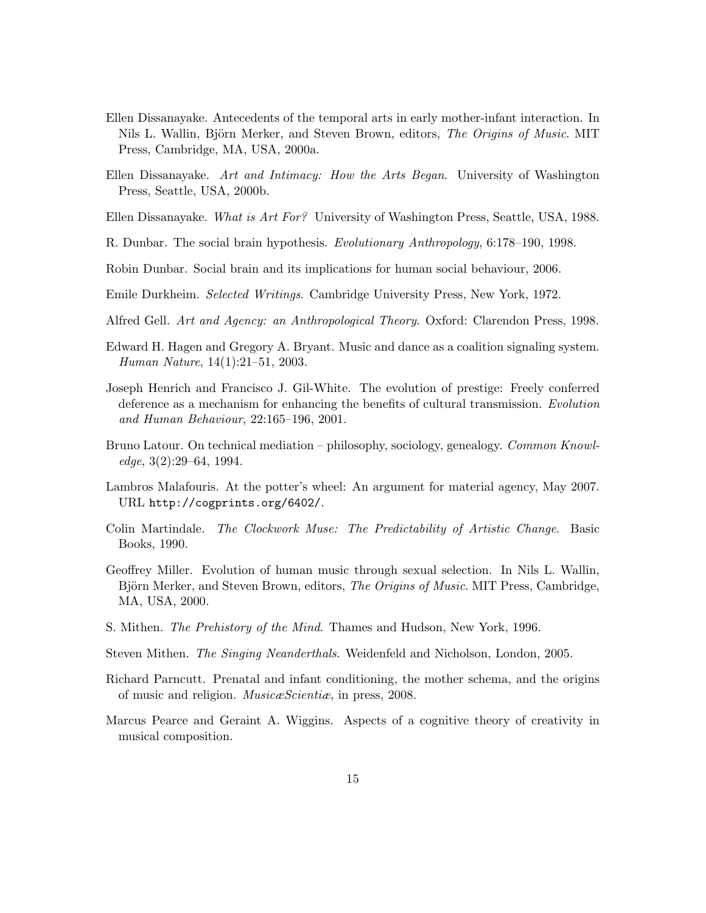Ellen Dissanayake. Antecedents of the temporal arts in early mother-infant interaction. In Nils L. Wallin, Björn Merker, and Steven Brown, editors, *The Origins of Music*. MIT Press, Cambridge, MA, USA, 2000a.

Ellen Dissanayake. *Art and Intimacy: How the Arts Began*. University of Washington Press, Seattle, USA, 2000b.

Ellen Dissanayake. *What is Art For?* University of Washington Press, Seattle, USA, 1988.

R. Dunbar. The social brain hypothesis. *Evolutionary Anthropology*, 6:178–190, 1998.

Robin Dunbar. Social brain and its implications for human social behaviour, 2006.

Emile Durkheim. *Selected Writings*. Cambridge University Press, New York, 1972.

Alfred Gell. *Art and Agency: an Anthropological Theory*. Oxford: Clarendon Press, 1998.

Edward H. Hagen and Gregory A. Bryant. Music and dance as a coalition signaling system. *Human Nature*, 14(1):21–51, 2003.

Joseph Henrich and Francisco J. Gil-White. The evolution of prestige: Freely conferred deference as a mechanism for enhancing the benefits of cultural transmission. *Evolution and Human Behaviour*, 22:165–196, 2001.

Bruno Latour. On technical mediation – philosophy, sociology, genealogy. *Common Knowledge*, 3(2):29–64, 1994.

Lambros Malafouris. At the potter's wheel: An argument for material agency, May 2007. URL http://cogprints.org/6402/.

Colin Martindale. *The Clockwork Muse: The Predictability of Artistic Change*. Basic Books, 1990.

Geoffrey Miller. Evolution of human music through sexual selection. In Nils L. Wallin, Björn Merker, and Steven Brown, editors, *The Origins of Music*. MIT Press, Cambridge, MA, USA, 2000.

S. Mithen. *The Prehistory of the Mind*. Thames and Hudson, New York, 1996.

Steven Mithen. *The Singing Neanderthals*. Weidenfeld and Nicholson, London, 2005.

Richard Parncutt. Prenatal and infant conditioning, the mother schema, and the origins of music and religion. *MusicæScientiæ*, in press, 2008.

Marcus Pearce and Geraint A. Wiggins. Aspects of a cognitive theory of creativity in musical composition.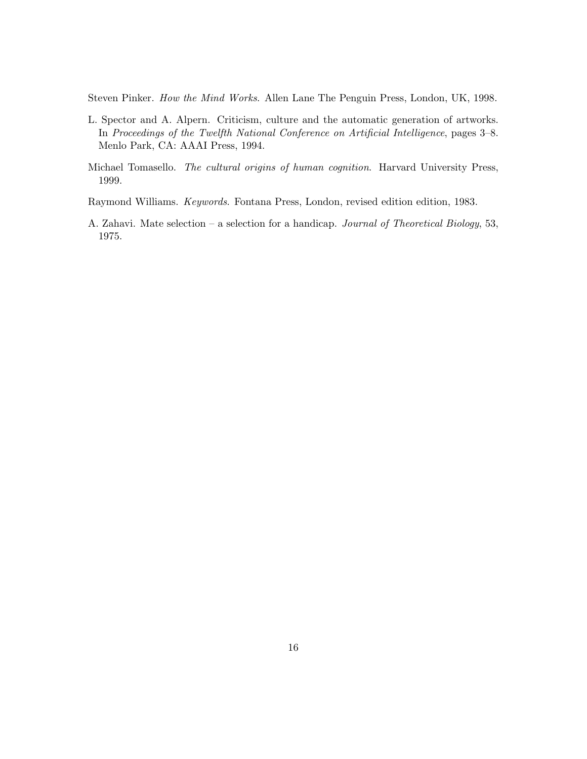Steven Pinker. *How the Mind Works*. Allen Lane The Penguin Press, London, UK, 1998.

L. Spector and A. Alpern. Criticism, culture and the automatic generation of artworks. In *Proceedings of the Twelfth National Conference on Artificial Intelligence*, pages 3–8. Menlo Park, CA: AAAI Press, 1994.

Michael Tomasello. *The cultural origins of human cognition*. Harvard University Press, 1999.

Raymond Williams. *Keywords*. Fontana Press, London, revised edition edition, 1983.

A. Zahavi. Mate selection – a selection for a handicap. *Journal of Theoretical Biology*, 53, 1975.